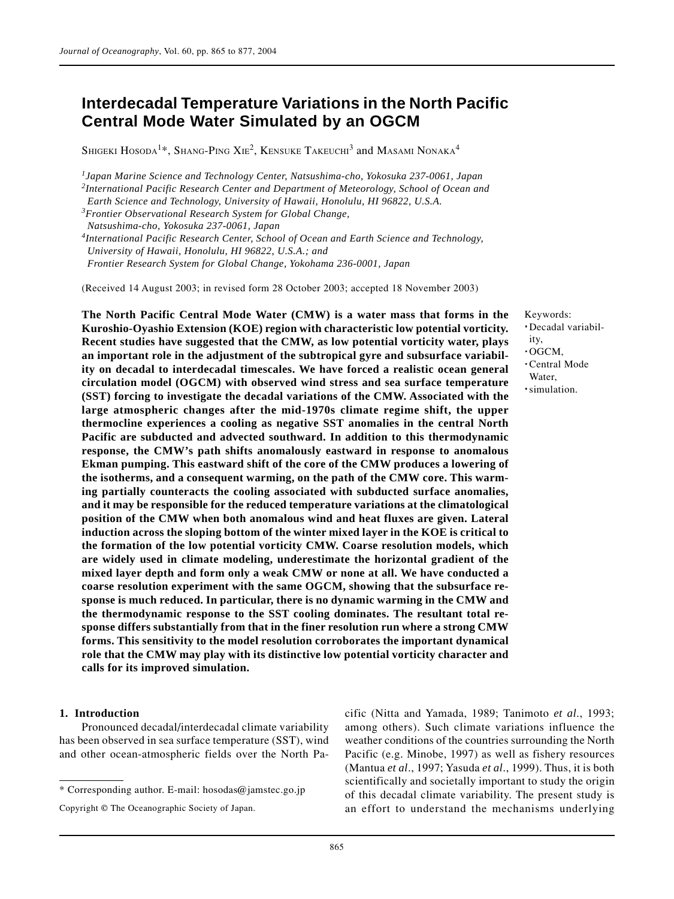# Interdecadal Temperature Variations in the North Pacific Central Mode Water Simulated by an OGCM

SHIGEKI HOSODA[1]*, SHANG-PING XIE[2], KENSUKE TAKEUCHI[3] and MASAMI NONAKA[4]

[1] *Japan Marine Science and Technology Center, Natsushima-cho, Yokosuka 237-0061, Japan*
[2] *International Pacific Research Center and Department of Meteorology, School of Ocean and Earth Science and Technology, University of Hawaii, Honolulu, HI 96822, U.S.A.*
[3] *Frontier Observational Research System for Global Change, Natsushima-cho, Yokosuka 237-0061, Japan*
[4] *International Pacific Research Center, School of Ocean and Earth Science and Technology, University of Hawaii, Honolulu, HI 96822, U.S.A.; and Frontier Research System for Global Change, Yokohama 236-0001, Japan*

(Received 14 August 2003; in revised form 28 October 2003; accepted 18 November 2003)

**The North Pacific Central Mode Water (CMW) is a water mass that forms in the Kuroshio-Oyashio Extension (KOE) region with characteristic low potential vorticity. Recent studies have suggested that the CMW, as low potential vorticity water, plays an important role in the adjustment of the subtropical gyre and subsurface variability on decadal to interdecadal timescales. We have forced a realistic ocean general circulation model (OGCM) with observed wind stress and sea surface temperature (SST) forcing to investigate the decadal variations of the CMW. Associated with the large atmospheric changes after the mid-1970s climate regime shift, the upper thermocline experiences a cooling as negative SST anomalies in the central North Pacific are subducted and advected southward. In addition to this thermodynamic response, the CMW's path shifts anomalously eastward in response to anomalous Ekman pumping. This eastward shift of the core of the CMW produces a lowering of the isotherms, and a consequent warming, on the path of the CMW core. This warming partially counteracts the cooling associated with subducted surface anomalies, and it may be responsible for the reduced temperature variations at the climatological position of the CMW when both anomalous wind and heat fluxes are given. Lateral induction across the sloping bottom of the winter mixed layer in the KOE is critical to the formation of the low potential vorticity CMW. Coarse resolution models, which are widely used in climate modeling, underestimate the horizontal gradient of the mixed layer depth and form only a weak CMW or none at all. We have conducted a coarse resolution experiment with the same OGCM, showing that the subsurface response is much reduced. In particular, there is no dynamic warming in the CMW and the thermodynamic response to the SST cooling dominates. The resultant total response differs substantially from that in the finer resolution run where a strong CMW forms. This sensitivity to the model resolution corroborates the important dynamical role that the CMW may play with its distinctive low potential vorticity character and calls for its improved simulation.**

Keywords:
・Decadal variability,
・OGCM,
・Central Mode Water,
・simulation.

## 1. Introduction

Pronounced decadal/interdecadal climate variability has been observed in sea surface temperature (SST), wind and other ocean-atmospheric fields over the North Pacific (Nitta and Yamada, 1989; Tanimoto *et al*., 1993; among others). Such climate variations influence the weather conditions of the countries surrounding the North Pacific (e.g. Minobe, 1997) as well as fishery resources (Mantua *et al*., 1997; Yasuda *et al*., 1999). Thus, it is both scientifically and societally important to study the origin of this decadal climate variability. The present study is an effort to understand the mechanisms underlying

* Corresponding author. E-mail: hosodas@jamstec.go.jp

Copyright © The Oceanographic Society of Japan.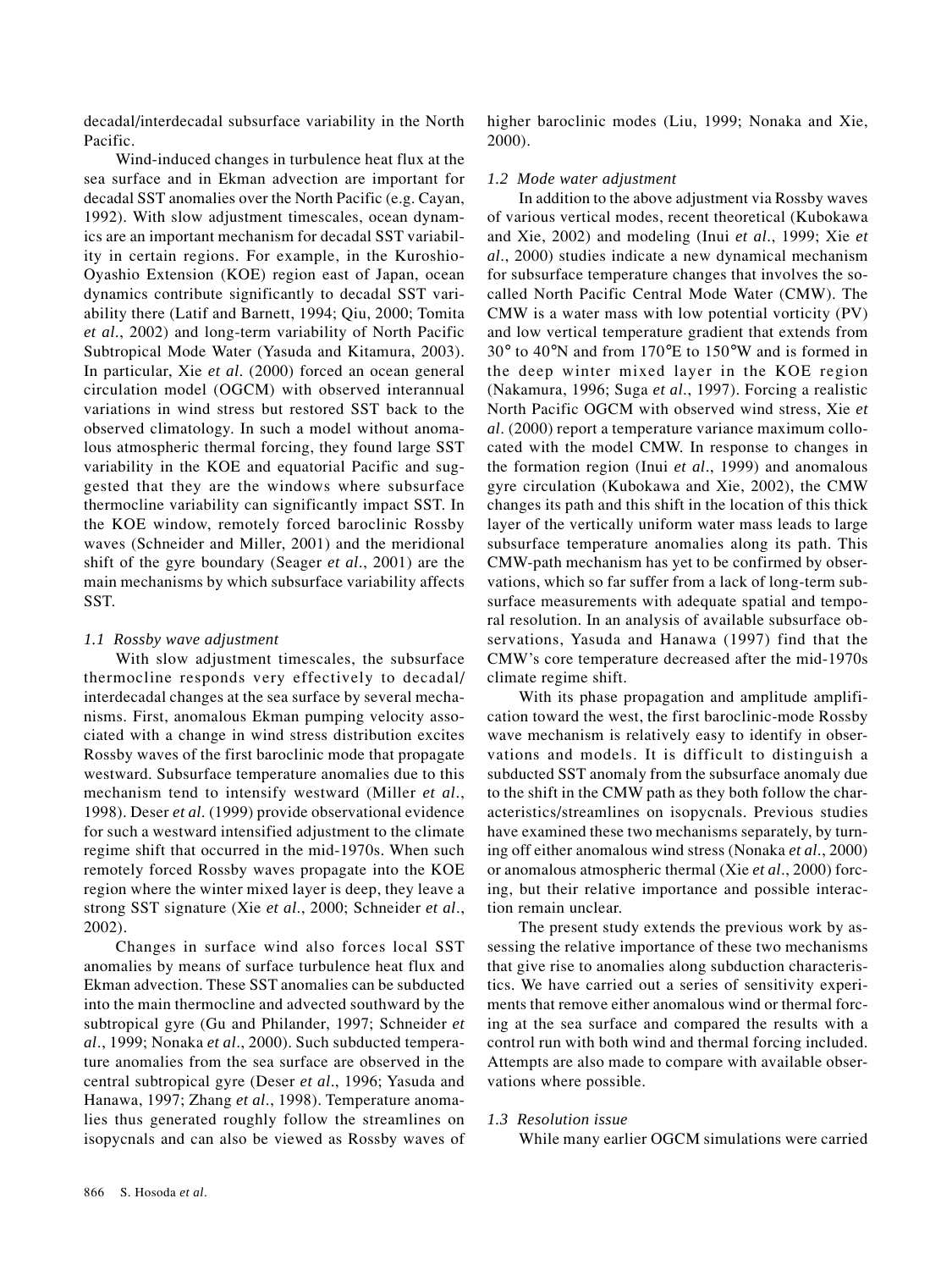decadal/interdecadal subsurface variability in the North Pacific.

Wind-induced changes in turbulence heat flux at the sea surface and in Ekman advection are important for decadal SST anomalies over the North Pacific (e.g. Cayan, 1992). With slow adjustment timescales, ocean dynamics are an important mechanism for decadal SST variability in certain regions. For example, in the Kuroshio-Oyashio Extension (KOE) region east of Japan, ocean dynamics contribute significantly to decadal SST variability there (Latif and Barnett, 1994; Qiu, 2000; Tomita *et al.*, 2002) and long-term variability of North Pacific Subtropical Mode Water (Yasuda and Kitamura, 2003). In particular, Xie *et al.* (2000) forced an ocean general circulation model (OGCM) with observed interannual variations in wind stress but restored SST back to the observed climatology. In such a model without anomalous atmospheric thermal forcing, they found large SST variability in the KOE and equatorial Pacific and suggested that they are the windows where subsurface thermocline variability can significantly impact SST. In the KOE window, remotely forced baroclinic Rossby waves (Schneider and Miller, 2001) and the meridional shift of the gyre boundary (Seager *et al.*, 2001) are the main mechanisms by which subsurface variability affects SST.

### *1.1 Rossby wave adjustment*

With slow adjustment timescales, the subsurface thermocline responds very effectively to decadal/interdecadal changes at the sea surface by several mechanisms. First, anomalous Ekman pumping velocity associated with a change in wind stress distribution excites Rossby waves of the first baroclinic mode that propagate westward. Subsurface temperature anomalies due to this mechanism tend to intensify westward (Miller *et al.*, 1998). Deser *et al.* (1999) provide observational evidence for such a westward intensified adjustment to the climate regime shift that occurred in the mid-1970s. When such remotely forced Rossby waves propagate into the KOE region where the winter mixed layer is deep, they leave a strong SST signature (Xie *et al.*, 2000; Schneider *et al.*, 2002).

Changes in surface wind also forces local SST anomalies by means of surface turbulence heat flux and Ekman advection. These SST anomalies can be subducted into the main thermocline and advected southward by the subtropical gyre (Gu and Philander, 1997; Schneider *et al.*, 1999; Nonaka *et al.*, 2000). Such subducted temperature anomalies from the sea surface are observed in the central subtropical gyre (Deser *et al.*, 1996; Yasuda and Hanawa, 1997; Zhang *et al.*, 1998). Temperature anomalies thus generated roughly follow the streamlines on isopycnals and can also be viewed as Rossby waves of higher baroclinic modes (Liu, 1999; Nonaka and Xie, 2000).

### *1.2 Mode water adjustment*

In addition to the above adjustment via Rossby waves of various vertical modes, recent theoretical (Kubokawa and Xie, 2002) and modeling (Inui *et al.*, 1999; Xie *et al.*, 2000) studies indicate a new dynamical mechanism for subsurface temperature changes that involves the so-called North Pacific Central Mode Water (CMW). The CMW is a water mass with low potential vorticity (PV) and low vertical temperature gradient that extends from 30° to 40°N and from 170°E to 150°W and is formed in the deep winter mixed layer in the KOE region (Nakamura, 1996; Suga *et al.*, 1997). Forcing a realistic North Pacific OGCM with observed wind stress, Xie *et al.* (2000) report a temperature variance maximum collocated with the model CMW. In response to changes in the formation region (Inui *et al.*, 1999) and anomalous gyre circulation (Kubokawa and Xie, 2002), the CMW changes its path and this shift in the location of this thick layer of the vertically uniform water mass leads to large subsurface temperature anomalies along its path. This CMW-path mechanism has yet to be confirmed by observations, which so far suffer from a lack of long-term subsurface measurements with adequate spatial and temporal resolution. In an analysis of available subsurface observations, Yasuda and Hanawa (1997) find that the CMW's core temperature decreased after the mid-1970s climate regime shift.

With its phase propagation and amplitude amplification toward the west, the first baroclinic-mode Rossby wave mechanism is relatively easy to identify in observations and models. It is difficult to distinguish a subducted SST anomaly from the subsurface anomaly due to the shift in the CMW path as they both follow the characteristics/streamlines on isopycnals. Previous studies have examined these two mechanisms separately, by turning off either anomalous wind stress (Nonaka *et al.*, 2000) or anomalous atmospheric thermal (Xie *et al.*, 2000) forcing, but their relative importance and possible interaction remain unclear.

The present study extends the previous work by assessing the relative importance of these two mechanisms that give rise to anomalies along subduction characteristics. We have carried out a series of sensitivity experiments that remove either anomalous wind or thermal forcing at the sea surface and compared the results with a control run with both wind and thermal forcing included. Attempts are also made to compare with available observations where possible.

### *1.3 Resolution issue*

While many earlier OGCM simulations were carried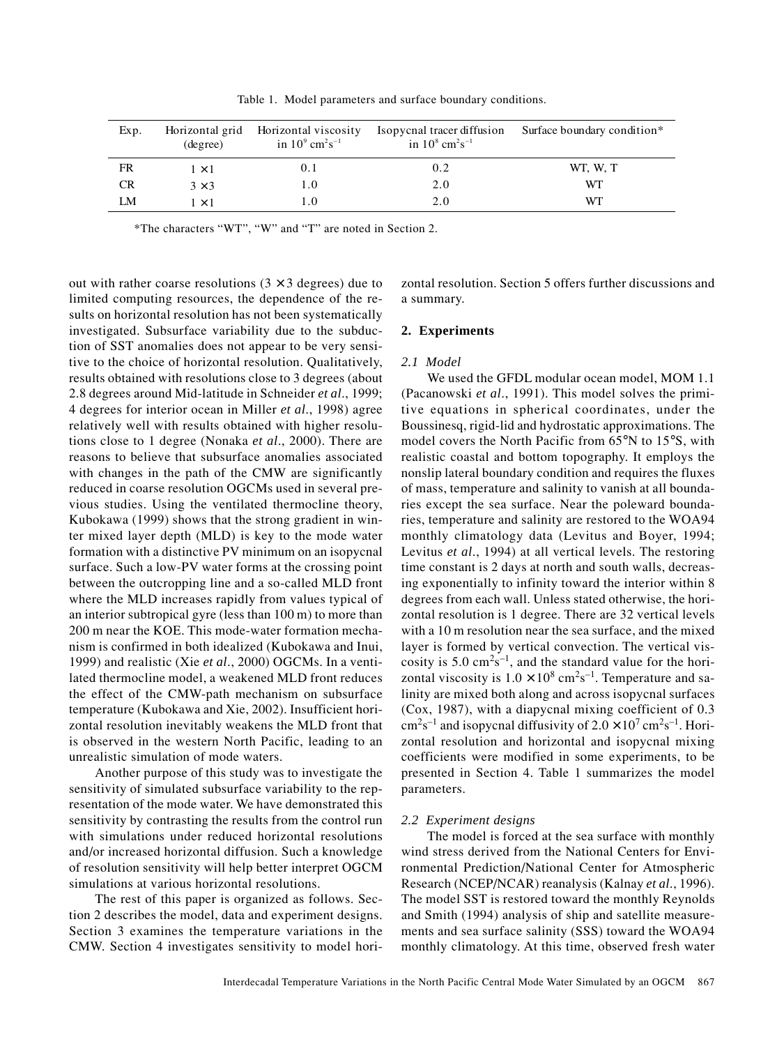Table 1. Model parameters and surface boundary conditions.

| Exp. | Horizontal grid (degree) | Horizontal viscosity in $10^9$ cm$^2$s$^{-1}$ | Isopycnal tracer diffusion in $10^8$ cm$^2$s$^{-1}$ | Surface boundary condition* |
|---|---|---|---|---|
| FR | $1 \times 1$ | 0.1 | 0.2 | WT, W, T |
| CR | $3 \times 3$ | 1.0 | 2.0 | WT |
| LM | $1 \times 1$ | 1.0 | 2.0 | WT |

*The characters "WT", "W" and "T" are noted in Section 2.

out with rather coarse resolutions ($3 \times 3$ degrees) due to limited computing resources, the dependence of the results on horizontal resolution has not been systematically investigated. Subsurface variability due to the subduction of SST anomalies does not appear to be very sensitive to the choice of horizontal resolution. Qualitatively, results obtained with resolutions close to 3 degrees (about 2.8 degrees around Mid-latitude in Schneider *et al*., 1999; 4 degrees for interior ocean in Miller *et al*., 1998) agree relatively well with results obtained with higher resolutions close to 1 degree (Nonaka *et al*., 2000). There are reasons to believe that subsurface anomalies associated with changes in the path of the CMW are significantly reduced in coarse resolution OGCMs used in several previous studies. Using the ventilated thermocline theory, Kubokawa (1999) shows that the strong gradient in winter mixed layer depth (MLD) is key to the mode water formation with a distinctive PV minimum on an isopycnal surface. Such a low-PV water forms at the crossing point between the outcropping line and a so-called MLD front where the MLD increases rapidly from values typical of an interior subtropical gyre (less than 100 m) to more than 200 m near the KOE. This mode-water formation mechanism is confirmed in both idealized (Kubokawa and Inui, 1999) and realistic (Xie *et al*., 2000) OGCMs. In a ventilated thermocline model, a weakened MLD front reduces the effect of the CMW-path mechanism on subsurface temperature (Kubokawa and Xie, 2002). Insufficient horizontal resolution inevitably weakens the MLD front that is observed in the western North Pacific, leading to an unrealistic simulation of mode waters.

Another purpose of this study was to investigate the sensitivity of simulated subsurface variability to the representation of the mode water. We have demonstrated this sensitivity by contrasting the results from the control run with simulations under reduced horizontal resolutions and/or increased horizontal diffusion. Such a knowledge of resolution sensitivity will help better interpret OGCM simulations at various horizontal resolutions.

The rest of this paper is organized as follows. Section 2 describes the model, data and experiment designs. Section 3 examines the temperature variations in the CMW. Section 4 investigates sensitivity to model horizontal resolution. Section 5 offers further discussions and a summary.

## 2. Experiments

### *2.1 Model*

We used the GFDL modular ocean model, MOM 1.1 (Pacanowski *et al*., 1991). This model solves the primitive equations in spherical coordinates, under the Boussinesq, rigid-lid and hydrostatic approximations. The model covers the North Pacific from 65°N to 15°S, with realistic coastal and bottom topography. It employs the nonslip lateral boundary condition and requires the fluxes of mass, temperature and salinity to vanish at all boundaries except the sea surface. Near the poleward boundaries, temperature and salinity are restored to the WOA94 monthly climatology data (Levitus and Boyer, 1994; Levitus *et al*., 1994) at all vertical levels. The restoring time constant is 2 days at north and south walls, decreasing exponentially to infinity toward the interior within 8 degrees from each wall. Unless stated otherwise, the horizontal resolution is 1 degree. There are 32 vertical levels with a 10 m resolution near the sea surface, and the mixed layer is formed by vertical convection. The vertical viscosity is 5.0 cm$^2$s$^{-1}$, and the standard value for the horizontal viscosity is $1.0 \times 10^8$ cm$^2$s$^{-1}$. Temperature and salinity are mixed both along and across isopycnal surfaces (Cox, 1987), with a diapycnal mixing coefficient of 0.3 cm$^2$s$^{-1}$ and isopycnal diffusivity of $2.0 \times 10^7$ cm$^2$s$^{-1}$. Horizontal resolution and horizontal and isopycnal mixing coefficients were modified in some experiments, to be presented in Section 4. Table 1 summarizes the model parameters.

### *2.2 Experiment designs*

The model is forced at the sea surface with monthly wind stress derived from the National Centers for Environmental Prediction/National Center for Atmospheric Research (NCEP/NCAR) reanalysis (Kalnay *et al*., 1996). The model SST is restored toward the monthly Reynolds and Smith (1994) analysis of ship and satellite measurements and sea surface salinity (SSS) toward the WOA94 monthly climatology. At this time, observed fresh water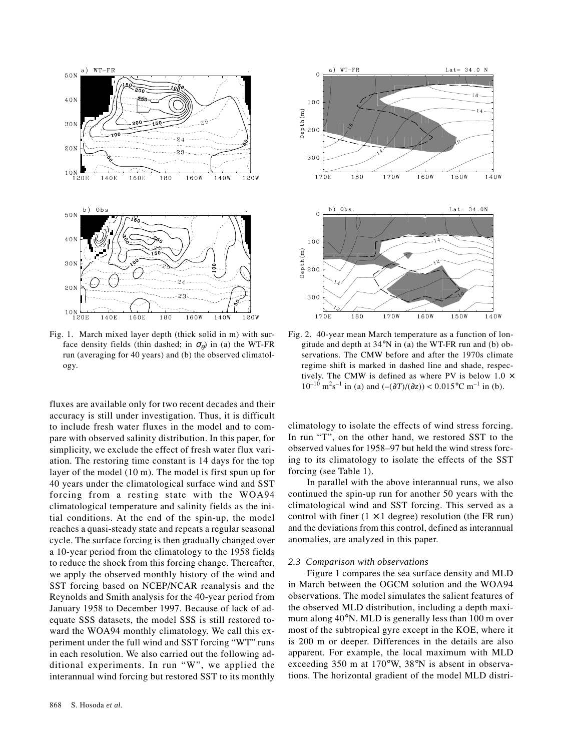Fig. 1. March mixed layer depth (thick solid in m) with surface density fields (thin dashed; in $\sigma_\theta$) in (a) the WT-FR run (averaging for 40 years) and (b) the observed climatology.

Fig. 2. 40-year mean March temperature as a function of longitude and depth at 34°N in (a) the WT-FR run and (b) observations. The CMW before and after the 1970s climate regime shift is marked in dashed line and shade, respectively. The CMW is defined as where PV is below $1.0 \times 10^{-10}$ m$^2$s$^{-1}$ in (a) and $(-(\partial T)/(\partial z)) < 0.015$°C m$^{-1}$ in (b).

fluxes are available only for two recent decades and their accuracy is still under investigation. Thus, it is difficult to include fresh water fluxes in the model and to compare with observed salinity distribution. In this paper, for simplicity, we exclude the effect of fresh water flux variation. The restoring time constant is 14 days for the top layer of the model (10 m). The model is first spun up for 40 years under the climatological surface wind and SST forcing from a resting state with the WOA94 climatological temperature and salinity fields as the initial conditions. At the end of the spin-up, the model reaches a quasi-steady state and repeats a regular seasonal cycle. The surface forcing is then gradually changed over a 10-year period from the climatology to the 1958 fields to reduce the shock from this forcing change. Thereafter, we apply the observed monthly history of the wind and SST forcing based on NCEP/NCAR reanalysis and the Reynolds and Smith analysis for the 40-year period from January 1958 to December 1997. Because of lack of adequate SSS datasets, the model SSS is still restored toward the WOA94 monthly climatology. We call this experiment under the full wind and SST forcing "WT" runs in each resolution. We also carried out the following additional experiments. In run "W", we applied the interannual wind forcing but restored SST to its monthly climatology to isolate the effects of wind stress forcing. In run "T", on the other hand, we restored SST to the observed values for 1958–97 but held the wind stress forcing to its climatology to isolate the effects of the SST forcing (see Table 1).

In parallel with the above interannual runs, we also continued the spin-up run for another 50 years with the climatological wind and SST forcing. This served as a control with finer ($1 \times 1$ degree) resolution (the FR run) and the deviations from this control, defined as interannual anomalies, are analyzed in this paper.

### 2.3 Comparison with observations

Figure 1 compares the sea surface density and MLD in March between the OGCM solution and the WOA94 observations. The model simulates the salient features of the observed MLD distribution, including a depth maximum along 40°N. MLD is generally less than 100 m over most of the subtropical gyre except in the KOE, where it is 200 m or deeper. Differences in the details are also apparent. For example, the local maximum with MLD exceeding 350 m at 170°W, 38°N is absent in observations. The horizontal gradient of the model MLD distri-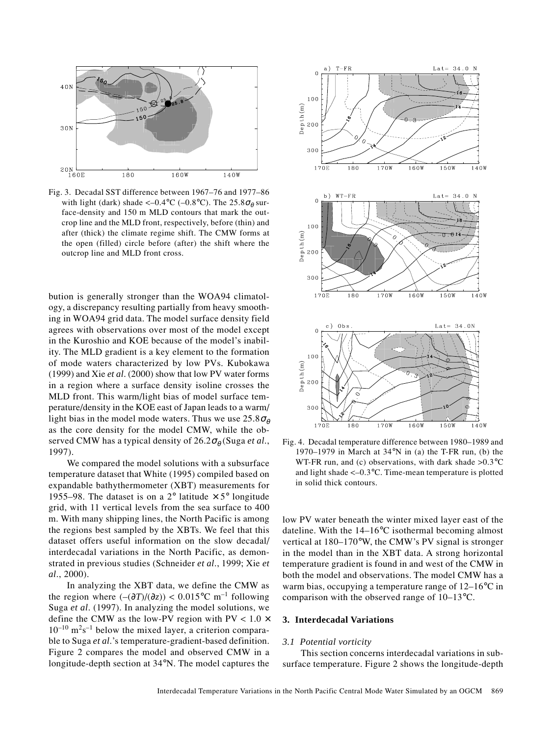Fig. 3. Decadal SST difference between 1967–76 and 1977–86 with light (dark) shade <–0.4°C (–0.8°C). The 25.8$\sigma_\theta$ surface-density and 150 m MLD contours that mark the outcrop line and the MLD front, respectively, before (thin) and after (thick) the climate regime shift. The CMW forms at the open (filled) circle before (after) the shift where the outcrop line and MLD front cross.

bution is generally stronger than the WOA94 climatology, a discrepancy resulting partially from heavy smoothing in WOA94 grid data. The model surface density field agrees with observations over most of the model except in the Kuroshio and KOE because of the model's inability. The MLD gradient is a key element to the formation of mode waters characterized by low PVs. Kubokawa (1999) and Xie *et al.* (2000) show that low PV water forms in a region where a surface density isoline crosses the MLD front. This warm/light bias of model surface temperature/density in the KOE east of Japan leads to a warm/light bias in the model mode waters. Thus we use 25.8$\sigma_\theta$ as the core density for the model CMW, while the observed CMW has a typical density of 26.2$\sigma_\theta$ (Suga *et al.*, 1997).

We compared the model solutions with a subsurface temperature dataset that White (1995) compiled based on expandable bathythermometer (XBT) measurements for 1955–98. The dataset is on a 2° latitude × 5° longitude grid, with 11 vertical levels from the sea surface to 400 m. With many shipping lines, the North Pacific is among the regions best sampled by the XBTs. We feel that this dataset offers useful information on the slow decadal/interdecadal variations in the North Pacific, as demonstrated in previous studies (Schneider *et al.*, 1999; Xie *et al.*, 2000).

In analyzing the XBT data, we define the CMW as the region where $(-(\partial T)/(\partial z)) < 0.015$°C m$^{-1}$ following Suga *et al.* (1997). In analyzing the model solutions, we define the CMW as the low-PV region with PV $< 1.0 \times 10^{-10}$ m$^2$s$^{-1}$ below the mixed layer, a criterion comparable to Suga *et al.*'s temperature-gradient-based definition. Figure 2 compares the model and observed CMW in a longitude-depth section at 34°N. The model captures the low PV water beneath the winter mixed layer east of the dateline. With the 14–16°C isothermal becoming almost vertical at 180–170°W, the CMW's PV signal is stronger in the model than in the XBT data. A strong horizontal temperature gradient is found in and west of the CMW in both the model and observations. The model CMW has a warm bias, occupying a temperature range of 12–16°C in comparison with the observed range of 10–13°C.

Fig. 4. Decadal temperature difference between 1980–1989 and 1970–1979 in March at 34°N in (a) the T-FR run, (b) the WT-FR run, and (c) observations, with dark shade >0.3°C and light shade <–0.3°C. Time-mean temperature is plotted in solid thick contours.

## 3. Interdecadal Variations

### 3.1 Potential vorticity

This section concerns interdecadal variations in subsurface temperature. Figure 2 shows the longitude-depth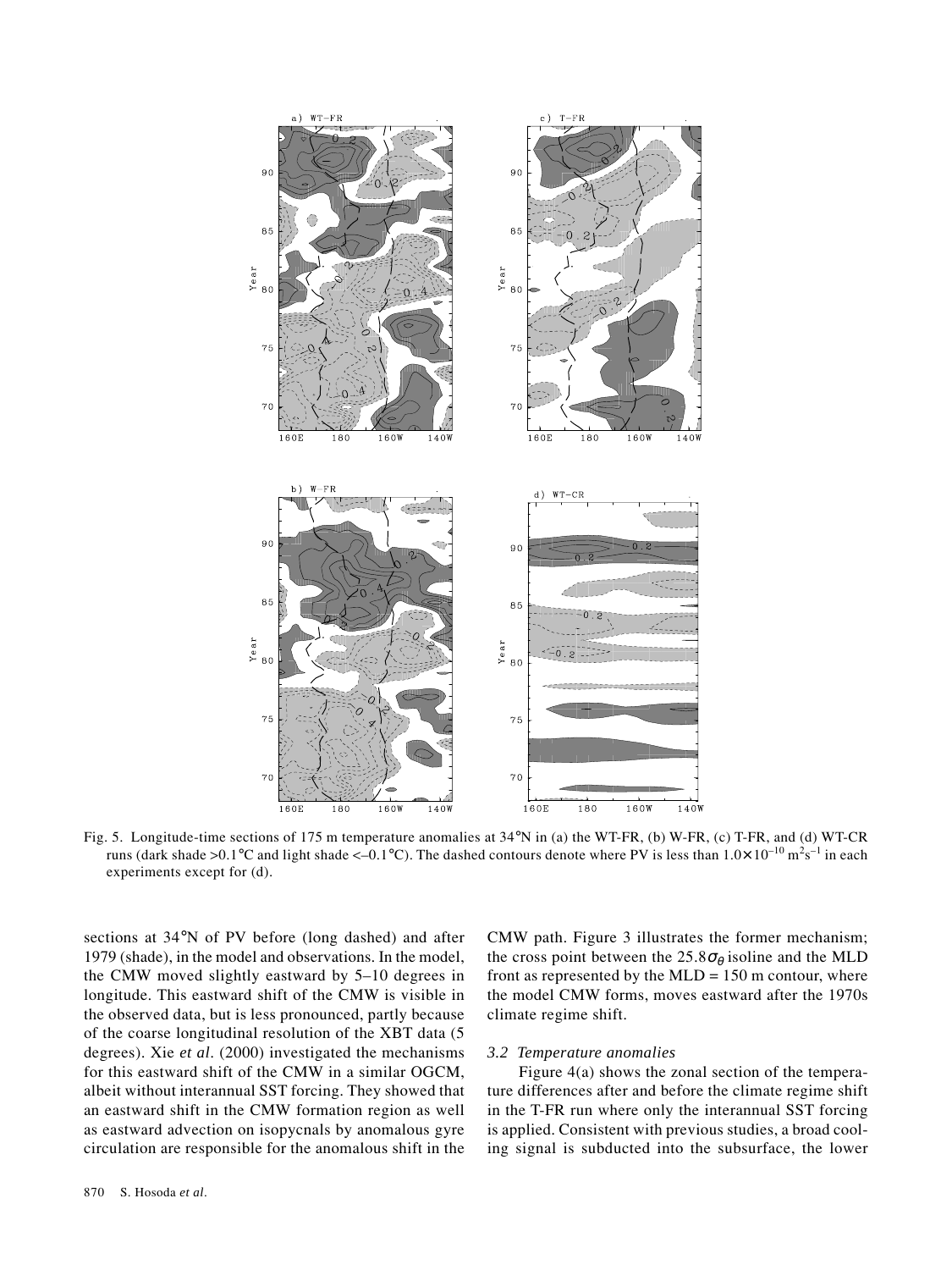Fig. 5. Longitude-time sections of 175 m temperature anomalies at 34°N in (a) the WT-FR, (b) W-FR, (c) T-FR, and (d) WT-CR runs (dark shade >0.1°C and light shade <–0.1°C). The dashed contours denote where PV is less than $1.0 \times 10^{-10}$ m$^2$s$^{-1}$ in each experiments except for (d).

sections at 34°N of PV before (long dashed) and after 1979 (shade), in the model and observations. In the model, the CMW moved slightly eastward by 5–10 degrees in longitude. This eastward shift of the CMW is visible in the observed data, but is less pronounced, partly because of the coarse longitudinal resolution of the XBT data (5 degrees). Xie *et al.* (2000) investigated the mechanisms for this eastward shift of the CMW in a similar OGCM, albeit without interannual SST forcing. They showed that an eastward shift in the CMW formation region as well as eastward advection on isopycnals by anomalous gyre circulation are responsible for the anomalous shift in the CMW path. Figure 3 illustrates the former mechanism; the cross point between the $25.8\sigma_\theta$ isoline and the MLD front as represented by the MLD = 150 m contour, where the model CMW forms, moves eastward after the 1970s climate regime shift.

### *3.2 Temperature anomalies*

Figure 4(a) shows the zonal section of the temperature differences after and before the climate regime shift in the T-FR run where only the interannual SST forcing is applied. Consistent with previous studies, a broad cooling signal is subducted into the subsurface, the lower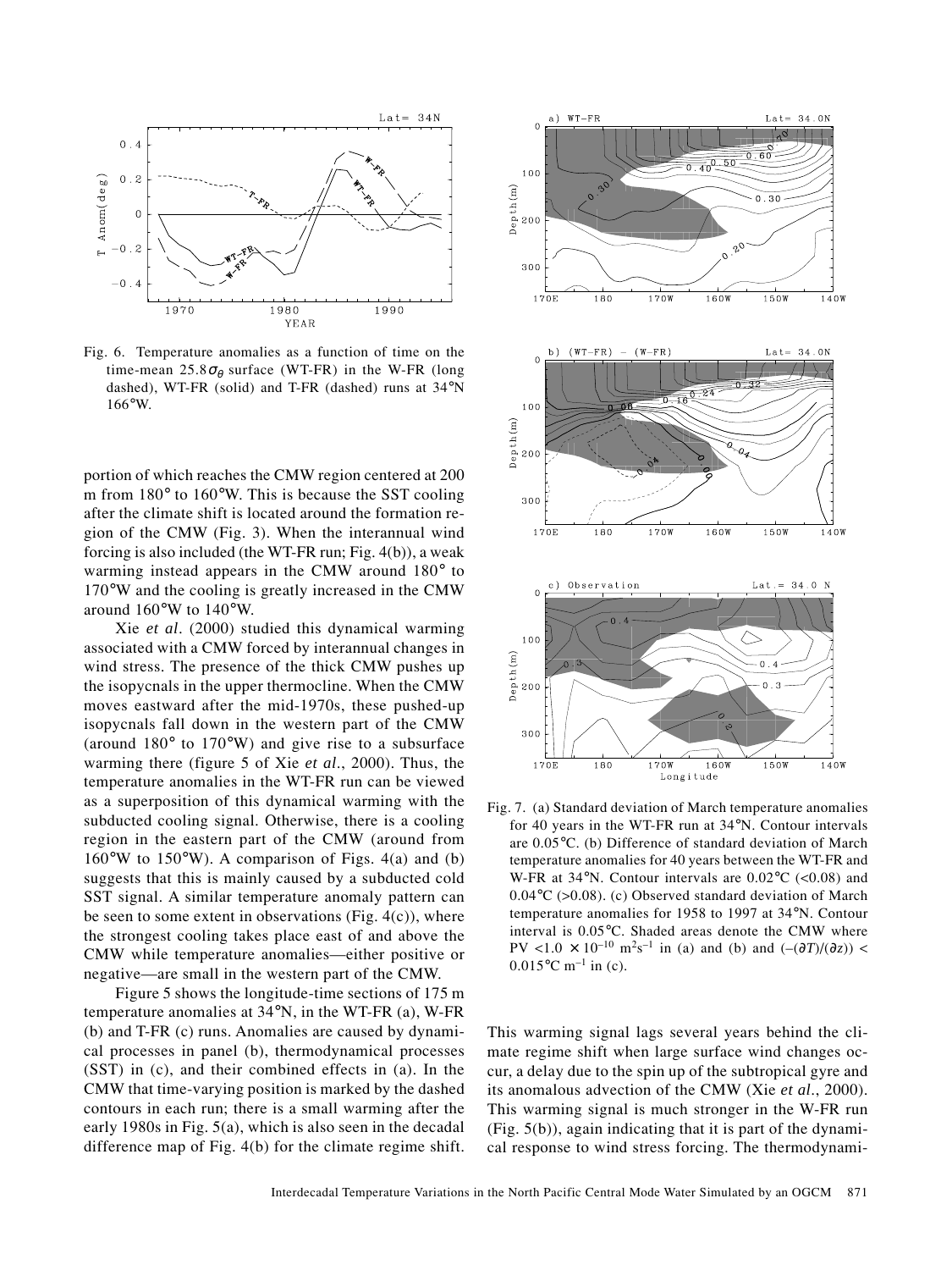Fig. 6. Temperature anomalies as a function of time on the time-mean $25.8\sigma_\theta$ surface (WT-FR) in the W-FR (long dashed), WT-FR (solid) and T-FR (dashed) runs at 34°N 166°W.

portion of which reaches the CMW region centered at 200 m from 180° to 160°W. This is because the SST cooling after the climate shift is located around the formation region of the CMW (Fig. 3). When the interannual wind forcing is also included (the WT-FR run; Fig. 4(b)), a weak warming instead appears in the CMW around 180° to 170°W and the cooling is greatly increased in the CMW around 160°W to 140°W.

Xie *et al*. (2000) studied this dynamical warming associated with a CMW forced by interannual changes in wind stress. The presence of the thick CMW pushes up the isopycnals in the upper thermocline. When the CMW moves eastward after the mid-1970s, these pushed-up isopycnals fall down in the western part of the CMW (around 180° to 170°W) and give rise to a subsurface warming there (figure 5 of Xie *et al*., 2000). Thus, the temperature anomalies in the WT-FR run can be viewed as a superposition of this dynamical warming with the subducted cooling signal. Otherwise, there is a cooling region in the eastern part of the CMW (around from 160°W to 150°W). A comparison of Figs. 4(a) and (b) suggests that this is mainly caused by a subducted cold SST signal. A similar temperature anomaly pattern can be seen to some extent in observations (Fig. 4(c)), where the strongest cooling takes place east of and above the CMW while temperature anomalies—either positive or negative—are small in the western part of the CMW.

Figure 5 shows the longitude-time sections of 175 m temperature anomalies at 34°N, in the WT-FR (a), W-FR (b) and T-FR (c) runs. Anomalies are caused by dynamical processes in panel (b), thermodynamical processes (SST) in (c), and their combined effects in (a). In the CMW that time-varying position is marked by the dashed contours in each run; there is a small warming after the early 1980s in Fig. 5(a), which is also seen in the decadal difference map of Fig. 4(b) for the climate regime shift.

Fig. 7. (a) Standard deviation of March temperature anomalies for 40 years in the WT-FR run at 34°N. Contour intervals are 0.05°C. (b) Difference of standard deviation of March temperature anomalies for 40 years between the WT-FR and W-FR at 34°N. Contour intervals are 0.02°C (<0.08) and 0.04°C (>0.08). (c) Observed standard deviation of March temperature anomalies for 1958 to 1997 at 34°N. Contour interval is 0.05°C. Shaded areas denote the CMW where PV $< 1.0 \times 10^{-10}$ m$^2$s$^{-1}$ in (a) and (b) and $(-(\partial T)/(\partial z)) <$ 0.015°C m$^{-1}$ in (c).

This warming signal lags several years behind the climate regime shift when large surface wind changes occur, a delay due to the spin up of the subtropical gyre and its anomalous advection of the CMW (Xie *et al*., 2000). This warming signal is much stronger in the W-FR run (Fig. 5(b)), again indicating that it is part of the dynamical response to wind stress forcing. The thermodynami-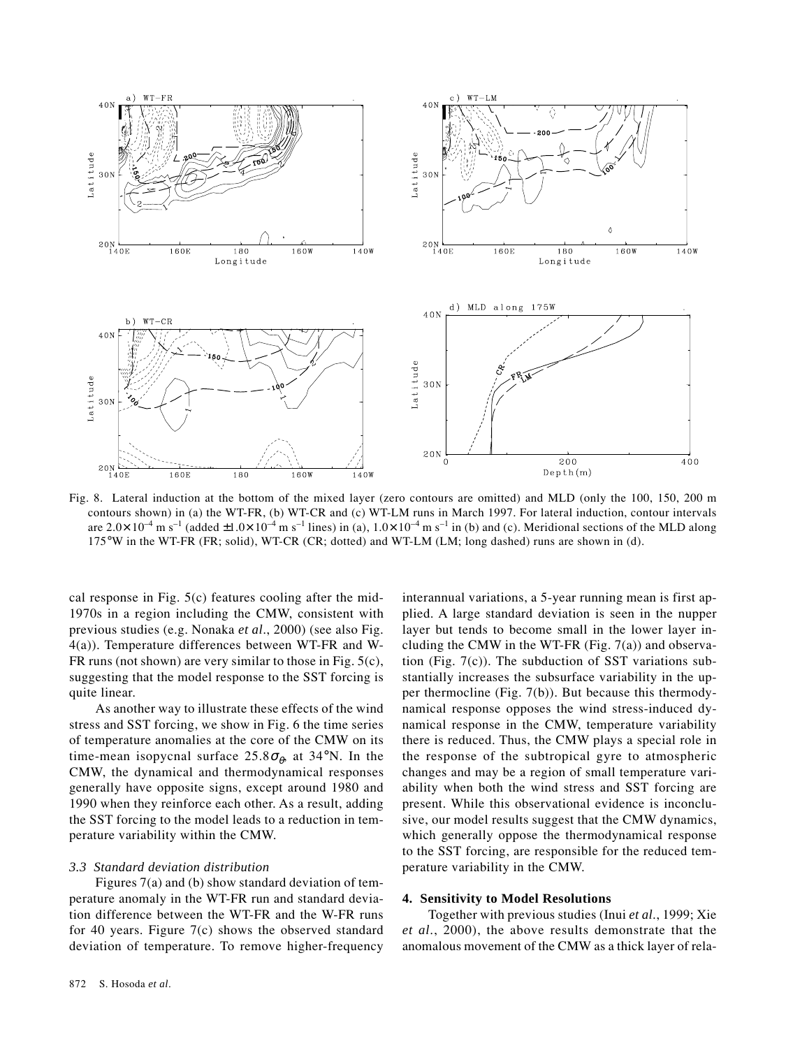Fig. 8. Lateral induction at the bottom of the mixed layer (zero contours are omitted) and MLD (only the 100, 150, 200 m contours shown) in (a) the WT-FR, (b) WT-CR and (c) WT-LM runs in March 1997. For lateral induction, contour intervals are $2.0 \times 10^{-4}$ m s$^{-1}$ (added $\pm 1.0 \times 10^{-4}$ m s$^{-1}$ lines) in (a), $1.0 \times 10^{-4}$ m s$^{-1}$ in (b) and (c). Meridional sections of the MLD along 175°W in the WT-FR (FR; solid), WT-CR (CR; dotted) and WT-LM (LM; long dashed) runs are shown in (d).

cal response in Fig. 5(c) features cooling after the mid-1970s in a region including the CMW, consistent with previous studies (e.g. Nonaka *et al.*, 2000) (see also Fig. 4(a)). Temperature differences between WT-FR and W-FR runs (not shown) are very similar to those in Fig. 5(c), suggesting that the model response to the SST forcing is quite linear.

As another way to illustrate these effects of the wind stress and SST forcing, we show in Fig. 6 the time series of temperature anomalies at the core of the CMW on its time-mean isopycnal surface $25.8\sigma_\theta$, at 34°N. In the CMW, the dynamical and thermodynamical responses generally have opposite signs, except around 1980 and 1990 when they reinforce each other. As a result, adding the SST forcing to the model leads to a reduction in temperature variability within the CMW.

### *3.3 Standard deviation distribution*

Figures 7(a) and (b) show standard deviation of temperature anomaly in the WT-FR run and standard deviation difference between the WT-FR and the W-FR runs for 40 years. Figure 7(c) shows the observed standard deviation of temperature. To remove higher-frequency interannual variations, a 5-year running mean is first applied. A large standard deviation is seen in the nupper layer but tends to become small in the lower layer including the CMW in the WT-FR (Fig. 7(a)) and observation (Fig. 7(c)). The subduction of SST variations substantially increases the subsurface variability in the upper thermocline (Fig. 7(b)). But because this thermodynamical response opposes the wind stress-induced dynamical response in the CMW, temperature variability there is reduced. Thus, the CMW plays a special role in the response of the subtropical gyre to atmospheric changes and may be a region of small temperature variability when both the wind stress and SST forcing are present. While this observational evidence is inconclusive, our model results suggest that the CMW dynamics, which generally oppose the thermodynamical response to the SST forcing, are responsible for the reduced temperature variability in the CMW.

## **4. Sensitivity to Model Resolutions**

Together with previous studies (Inui *et al.*, 1999; Xie *et al.*, 2000), the above results demonstrate that the anomalous movement of the CMW as a thick layer of rela-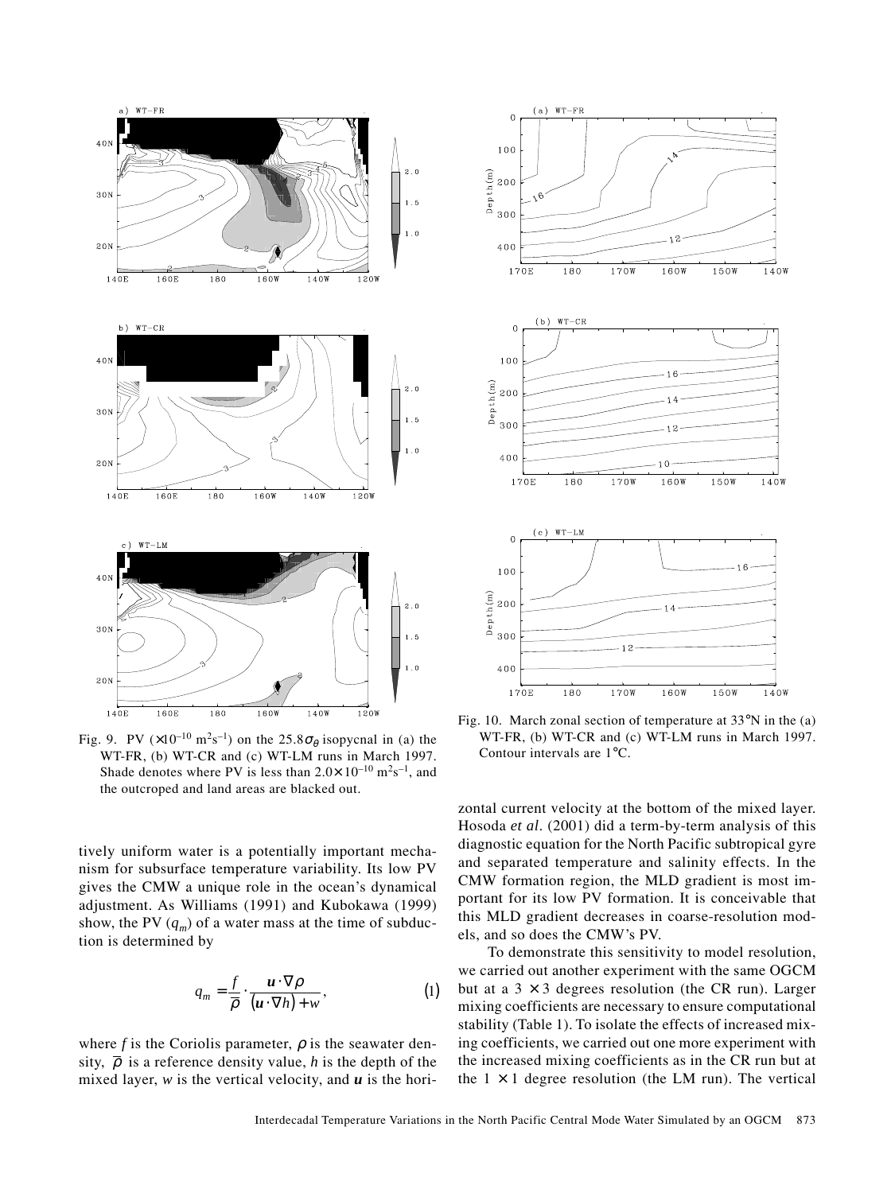Fig. 9. PV ($\times 10^{-10}$ m$^2$s$^{-1}$) on the 25.8$\sigma_\theta$ isopycnal in (a) the WT-FR, (b) WT-CR and (c) WT-LM runs in March 1997. Shade denotes where PV is less than $2.0 \times 10^{-10}$ m$^2$s$^{-1}$, and the outcroped and land areas are blacked out.

Fig. 10. March zonal section of temperature at 33°N in the (a) WT-FR, (b) WT-CR and (c) WT-LM runs in March 1997. Contour intervals are 1°C.

tively uniform water is a potentially important mechanism for subsurface temperature variability. Its low PV gives the CMW a unique role in the ocean's dynamical adjustment. As Williams (1991) and Kubokawa (1999) show, the PV ($q_m$) of a water mass at the time of subduction is determined by

$$q_m = \frac{f}{\bar{\rho}} \cdot \frac{\boldsymbol{u} \cdot \nabla \rho}{(\boldsymbol{u} \cdot \nabla h) + w}, \tag{1}$$

where $f$ is the Coriolis parameter, $\rho$ is the seawater density, $\bar{\rho}$ is a reference density value, $h$ is the depth of the mixed layer, $w$ is the vertical velocity, and $\boldsymbol{u}$ is the horizontal current velocity at the bottom of the mixed layer. Hosoda *et al.* (2001) did a term-by-term analysis of this diagnostic equation for the North Pacific subtropical gyre and separated temperature and salinity effects. In the CMW formation region, the MLD gradient is most important for its low PV formation. It is conceivable that this MLD gradient decreases in coarse-resolution models, and so does the CMW's PV.

To demonstrate this sensitivity to model resolution, we carried out another experiment with the same OGCM but at a 3 × 3 degrees resolution (the CR run). Larger mixing coefficients are necessary to ensure computational stability (Table 1). To isolate the effects of increased mixing coefficients, we carried out one more experiment with the increased mixing coefficients as in the CR run but at the 1 × 1 degree resolution (the LM run). The vertical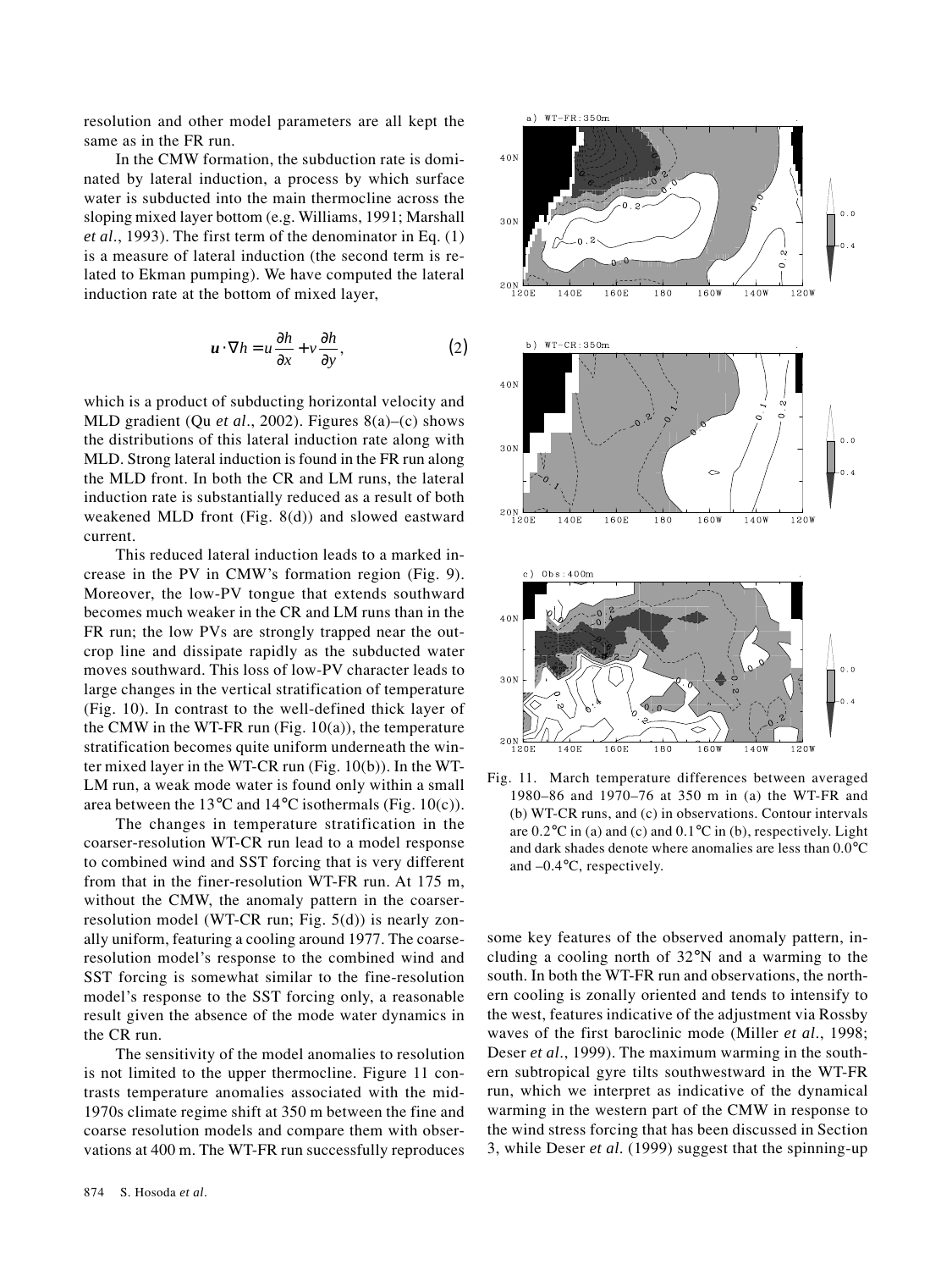resolution and other model parameters are all kept the same as in the FR run.

In the CMW formation, the subduction rate is dominated by lateral induction, a process by which surface water is subducted into the main thermocline across the sloping mixed layer bottom (e.g. Williams, 1991; Marshall *et al.*, 1993). The first term of the denominator in Eq. (1) is a measure of lateral induction (the second term is related to Ekman pumping). We have computed the lateral induction rate at the bottom of mixed layer,

$$\boldsymbol{u} \cdot \nabla h = u\frac{\partial h}{\partial x} + v\frac{\partial h}{\partial y}, \tag{2}$$

which is a product of subducting horizontal velocity and MLD gradient (Qu *et al.*, 2002). Figures 8(a)–(c) shows the distributions of this lateral induction rate along with MLD. Strong lateral induction is found in the FR run along the MLD front. In both the CR and LM runs, the lateral induction rate is substantially reduced as a result of both weakened MLD front (Fig. 8(d)) and slowed eastward current.

This reduced lateral induction leads to a marked increase in the PV in CMW's formation region (Fig. 9). Moreover, the low-PV tongue that extends southward becomes much weaker in the CR and LM runs than in the FR run; the low PVs are strongly trapped near the outcrop line and dissipate rapidly as the subducted water moves southward. This loss of low-PV character leads to large changes in the vertical stratification of temperature (Fig. 10). In contrast to the well-defined thick layer of the CMW in the WT-FR run (Fig. 10(a)), the temperature stratification becomes quite uniform underneath the winter mixed layer in the WT-CR run (Fig. 10(b)). In the WT-LM run, a weak mode water is found only within a small area between the 13°C and 14°C isothermals (Fig. 10(c)).

The changes in temperature stratification in the coarser-resolution WT-CR run lead to a model response to combined wind and SST forcing that is very different from that in the finer-resolution WT-FR run. At 175 m, without the CMW, the anomaly pattern in the coarser-resolution model (WT-CR run; Fig. 5(d)) is nearly zonally uniform, featuring a cooling around 1977. The coarse-resolution model's response to the combined wind and SST forcing is somewhat similar to the fine-resolution model's response to the SST forcing only, a reasonable result given the absence of the mode water dynamics in the CR run.

The sensitivity of the model anomalies to resolution is not limited to the upper thermocline. Figure 11 contrasts temperature anomalies associated with the mid-1970s climate regime shift at 350 m between the fine and coarse resolution models and compare them with observations at 400 m. The WT-FR run successfully reproduces some key features of the observed anomaly pattern, including a cooling north of 32°N and a warming to the south. In both the WT-FR run and observations, the northern cooling is zonally oriented and tends to intensify to the west, features indicative of the adjustment via Rossby waves of the first baroclinic mode (Miller *et al.*, 1998; Deser *et al.*, 1999). The maximum warming in the southern subtropical gyre tilts southwestward in the WT-FR run, which we interpret as indicative of the dynamical warming in the western part of the CMW in response to the wind stress forcing that has been discussed in Section 3, while Deser *et al.* (1999) suggest that the spinning-up

Fig. 11. March temperature differences between averaged 1980–86 and 1970–76 at 350 m in (a) the WT-FR and (b) WT-CR runs, and (c) in observations. Contour intervals are 0.2°C in (a) and (c) and 0.1°C in (b), respectively. Light and dark shades denote where anomalies are less than 0.0°C and –0.4°C, respectively.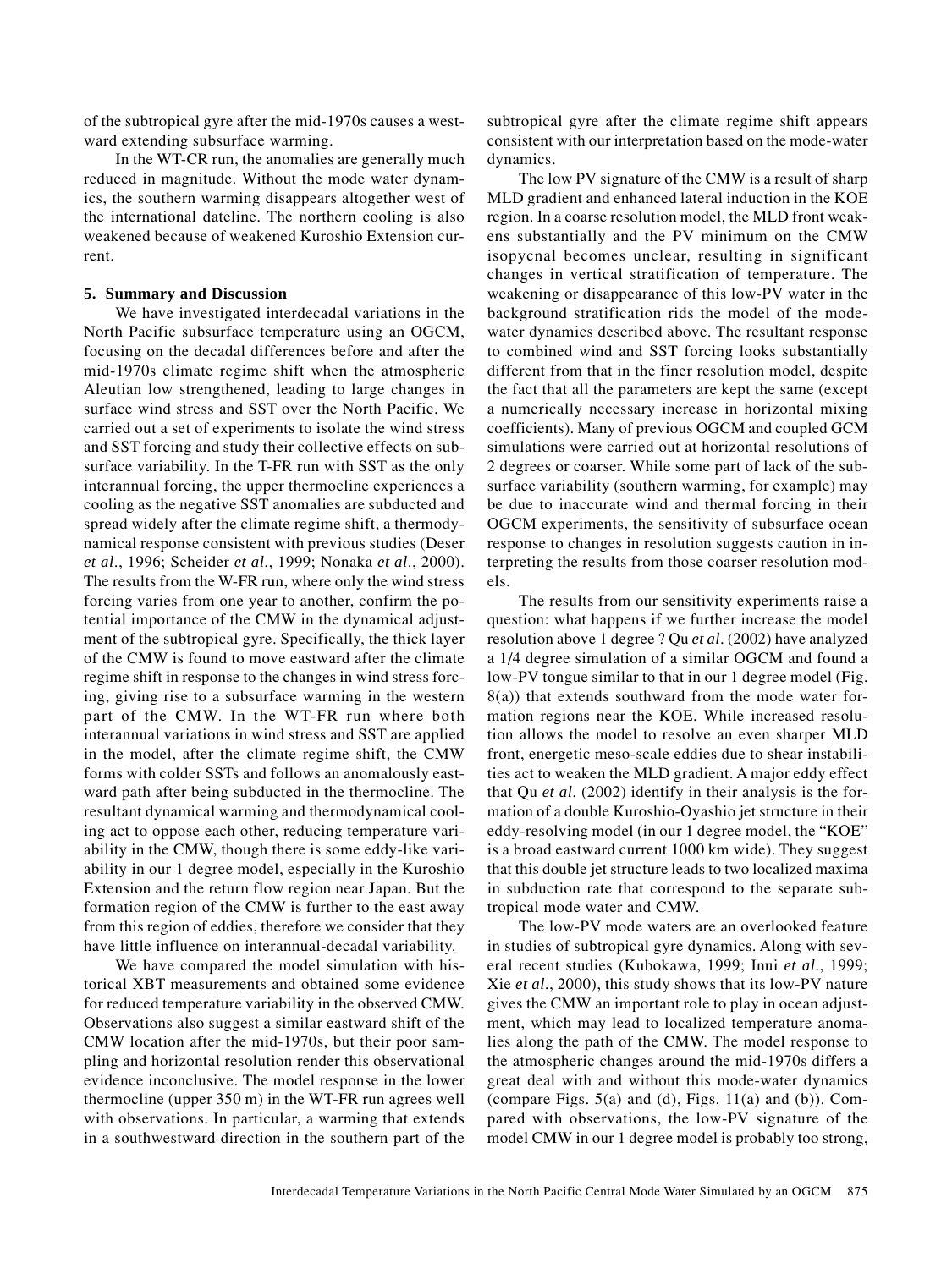of the subtropical gyre after the mid-1970s causes a westward extending subsurface warming.

In the WT-CR run, the anomalies are generally much reduced in magnitude. Without the mode water dynamics, the southern warming disappears altogether west of the international dateline. The northern cooling is also weakened because of weakened Kuroshio Extension current.

## 5. Summary and Discussion

We have investigated interdecadal variations in the North Pacific subsurface temperature using an OGCM, focusing on the decadal differences before and after the mid-1970s climate regime shift when the atmospheric Aleutian low strengthened, leading to large changes in surface wind stress and SST over the North Pacific. We carried out a set of experiments to isolate the wind stress and SST forcing and study their collective effects on subsurface variability. In the T-FR run with SST as the only interannual forcing, the upper thermocline experiences a cooling as the negative SST anomalies are subducted and spread widely after the climate regime shift, a thermodynamical response consistent with previous studies (Deser *et al*., 1996; Scheider *et al*., 1999; Nonaka *et al*., 2000). The results from the W-FR run, where only the wind stress forcing varies from one year to another, confirm the potential importance of the CMW in the dynamical adjustment of the subtropical gyre. Specifically, the thick layer of the CMW is found to move eastward after the climate regime shift in response to the changes in wind stress forcing, giving rise to a subsurface warming in the western part of the CMW. In the WT-FR run where both interannual variations in wind stress and SST are applied in the model, after the climate regime shift, the CMW forms with colder SSTs and follows an anomalously eastward path after being subducted in the thermocline. The resultant dynamical warming and thermodynamical cooling act to oppose each other, reducing temperature variability in the CMW, though there is some eddy-like variability in our 1 degree model, especially in the Kuroshio Extension and the return flow region near Japan. But the formation region of the CMW is further to the east away from this region of eddies, therefore we consider that they have little influence on interannual-decadal variability.

We have compared the model simulation with historical XBT measurements and obtained some evidence for reduced temperature variability in the observed CMW. Observations also suggest a similar eastward shift of the CMW location after the mid-1970s, but their poor sampling and horizontal resolution render this observational evidence inconclusive. The model response in the lower thermocline (upper 350 m) in the WT-FR run agrees well with observations. In particular, a warming that extends in a southwestward direction in the southern part of the subtropical gyre after the climate regime shift appears consistent with our interpretation based on the mode-water dynamics.

The low PV signature of the CMW is a result of sharp MLD gradient and enhanced lateral induction in the KOE region. In a coarse resolution model, the MLD front weakens substantially and the PV minimum on the CMW isopycnal becomes unclear, resulting in significant changes in vertical stratification of temperature. The weakening or disappearance of this low-PV water in the background stratification rids the model of the mode-water dynamics described above. The resultant response to combined wind and SST forcing looks substantially different from that in the finer resolution model, despite the fact that all the parameters are kept the same (except a numerically necessary increase in horizontal mixing coefficients). Many of previous OGCM and coupled GCM simulations were carried out at horizontal resolutions of 2 degrees or coarser. While some part of lack of the subsurface variability (southern warming, for example) may be due to inaccurate wind and thermal forcing in their OGCM experiments, the sensitivity of subsurface ocean response to changes in resolution suggests caution in interpreting the results from those coarser resolution models.

The results from our sensitivity experiments raise a question: what happens if we further increase the model resolution above 1 degree ? Qu *et al*. (2002) have analyzed a 1/4 degree simulation of a similar OGCM and found a low-PV tongue similar to that in our 1 degree model (Fig. 8(a)) that extends southward from the mode water formation regions near the KOE. While increased resolution allows the model to resolve an even sharper MLD front, energetic meso-scale eddies due to shear instabilities act to weaken the MLD gradient. A major eddy effect that Qu *et al.* (2002) identify in their analysis is the formation of a double Kuroshio-Oyashio jet structure in their eddy-resolving model (in our 1 degree model, the "KOE" is a broad eastward current 1000 km wide). They suggest that this double jet structure leads to two localized maxima in subduction rate that correspond to the separate subtropical mode water and CMW.

The low-PV mode waters are an overlooked feature in studies of subtropical gyre dynamics. Along with several recent studies (Kubokawa, 1999; Inui *et al*., 1999; Xie *et al*., 2000), this study shows that its low-PV nature gives the CMW an important role to play in ocean adjustment, which may lead to localized temperature anomalies along the path of the CMW. The model response to the atmospheric changes around the mid-1970s differs a great deal with and without this mode-water dynamics (compare Figs. 5(a) and (d), Figs. 11(a) and (b)). Compared with observations, the low-PV signature of the model CMW in our 1 degree model is probably too strong,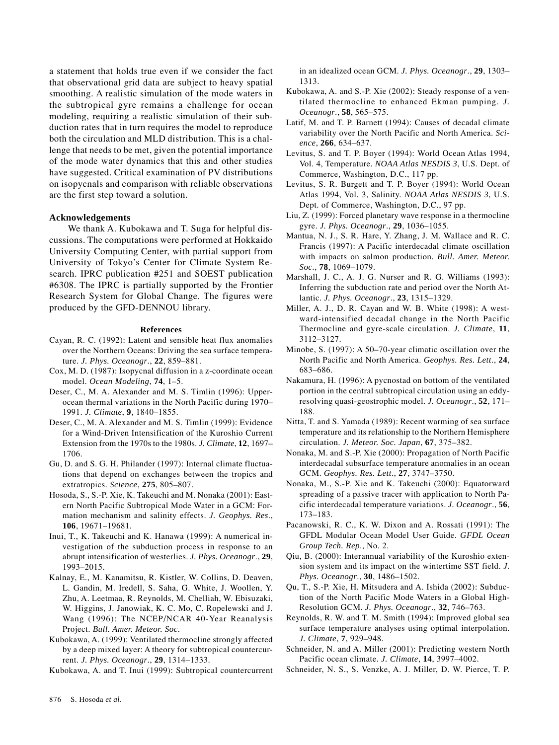a statement that holds true even if we consider the fact that observational grid data are subject to heavy spatial smoothing. A realistic simulation of the mode waters in the subtropical gyre remains a challenge for ocean modeling, requiring a realistic simulation of their subduction rates that in turn requires the model to reproduce both the circulation and MLD distribution. This is a challenge that needs to be met, given the potential importance of the mode water dynamics that this and other studies have suggested. Critical examination of PV distributions on isopycnals and comparison with reliable observations are the first step toward a solution.

### Acknowledgements

We thank A. Kubokawa and T. Suga for helpful discussions. The computations were performed at Hokkaido University Computing Center, with partial support from University of Tokyo's Center for Climate System Research. IPRC publication #251 and SOEST publication #6308. The IPRC is partially supported by the Frontier Research System for Global Change. The figures were produced by the GFD-DENNOU library.

### References

Cayan, R. C. (1992): Latent and sensible heat flux anomalies over the Northern Oceans: Driving the sea surface temperature. *J. Phys. Oceanogr.*, **22**, 859–881.

Cox, M. D. (1987): Isopycnal diffusion in a z-coordinate ocean model. *Ocean Modeling*, **74**, 1–5.

Deser, C., M. A. Alexander and M. S. Timlin (1996): Upper-ocean thermal variations in the North Pacific during 1970–1991. *J. Climate*, **9**, 1840–1855.

Deser, C., M. A. Alexander and M. S. Timlin (1999): Evidence for a Wind-Driven Intensification of the Kuroshio Current Extension from the 1970s to the 1980s. *J. Climate*, **12**, 1697–1706.

Gu, D. and S. G. H. Philander (1997): Internal climate fluctuations that depend on exchanges between the tropics and extratropics. *Science*, **275**, 805–807.

Hosoda, S., S.-P. Xie, K. Takeuchi and M. Nonaka (2001): Eastern North Pacific Subtropical Mode Water in a GCM: Formation mechanism and salinity effects. *J. Geophys. Res.*, **106**, 19671–19681.

Inui, T., K. Takeuchi and K. Hanawa (1999): A numerical investigation of the subduction process in response to an abrupt intensification of westerlies. *J. Phys. Oceanogr.*, **29**, 1993–2015.

Kalnay, E., M. Kanamitsu, R. Kistler, W. Collins, D. Deaven, L. Gandin, M. Iredell, S. Saha, G. White, J. Woollen, Y. Zhu, A. Leetmaa, R. Reynolds, M. Chelliah, W. Ebisuzaki, W. Higgins, J. Janowiak, K. C. Mo, C. Ropelewski and J. Wang (1996): The NCEP/NCAR 40-Year Reanalysis Project. *Bull. Amer. Meteor. Soc*.

Kubokawa, A. (1999): Ventilated thermocline strongly affected by a deep mixed layer: A theory for subtropical countercurrent. *J. Phys. Oceanogr.*, **29**, 1314–1333.

Kubokawa, A. and T. Inui (1999): Subtropical countercurrent in an idealized ocean GCM. *J. Phys. Oceanogr.*, **29**, 1303–1313.

Kubokawa, A. and S.-P. Xie (2002): Steady response of a ventilated thermocline to enhanced Ekman pumping. *J. Oceanogr.*, **58**, 565–575.

Latif, M. and T. P. Barnett (1994): Causes of decadal climate variability over the North Pacific and North America. *Science*, **266**, 634–637.

Levitus, S. and T. P. Boyer (1994): World Ocean Atlas 1994, Vol. 4, Temperature. *NOAA Atlas NESDIS 3*, U.S. Dept. of Commerce, Washington, D.C., 117 pp.

Levitus, S. R. Burgett and T. P. Boyer (1994): World Ocean Atlas 1994, Vol. 3, Salinity. *NOAA Atlas NESDIS 3*, U.S. Dept. of Commerce, Washington, D.C., 97 pp.

Liu, Z. (1999): Forced planetary wave response in a thermocline gyre. *J. Phys. Oceanogr.*, **29**, 1036–1055.

Mantua, N. J., S. R. Hare, Y. Zhang, J. M. Wallace and R. C. Francis (1997): A Pacific interdecadal climate oscillation with impacts on salmon production. *Bull. Amer. Meteor. Soc.*, **78**, 1069–1079.

Marshall, J. C., A. J. G. Nurser and R. G. Williams (1993): Inferring the subduction rate and period over the North Atlantic. *J. Phys. Oceanogr.*, **23**, 1315–1329.

Miller, A. J., D. R. Cayan and W. B. White (1998): A westward-intensified decadal change in the North Pacific Thermocline and gyre-scale circulation. *J. Climate*, **11**, 3112–3127.

Minobe, S. (1997): A 50–70-year climatic oscillation over the North Pacific and North America. *Geophys. Res. Lett.*, **24**, 683–686.

Nakamura, H. (1996): A pycnostad on bottom of the ventilated portion in the central subtropical circulation using an eddy-resolving quasi-geostrophic model. *J. Oceanogr.*, **52**, 171–188.

Nitta, T. and S. Yamada (1989): Recent warming of sea surface temperature and its relationship to the Northern Hemisphere circulation. *J. Meteor. Soc. Japan*, **67**, 375–382.

Nonaka, M. and S.-P. Xie (2000): Propagation of North Pacific interdecadal subsurface temperature anomalies in an ocean GCM. *Geophys. Res. Lett.*, **27**, 3747–3750.

Nonaka, M., S.-P. Xie and K. Takeuchi (2000): Equatorward spreading of a passive tracer with application to North Pacific interdecadal temperature variations. *J. Oceanogr.*, **56**, 173–183.

Pacanowski, R. C., K. W. Dixon and A. Rossati (1991): The GFDL Modular Ocean Model User Guide. *GFDL Ocean Group Tech. Rep.*, No. 2.

Qiu, B. (2000): Interannual variability of the Kuroshio extension system and its impact on the wintertime SST field. *J. Phys. Oceanogr.*, **30**, 1486–1502.

Qu, T., S.-P. Xie, H. Mitsudera and A. Ishida (2002): Subduction of the North Pacific Mode Waters in a Global High-Resolution GCM. *J. Phys. Oceanogr.*, **32**, 746–763.

Reynolds, R. W. and T. M. Smith (1994): Improved global sea surface temperature analyses using optimal interpolation. *J. Climate*, **7**, 929–948.

Schneider, N. and A. Miller (2001): Predicting western North Pacific ocean climate. *J. Climate*, **14**, 3997–4002.

Schneider, N. S., S. Venzke, A. J. Miller, D. W. Pierce, T. P.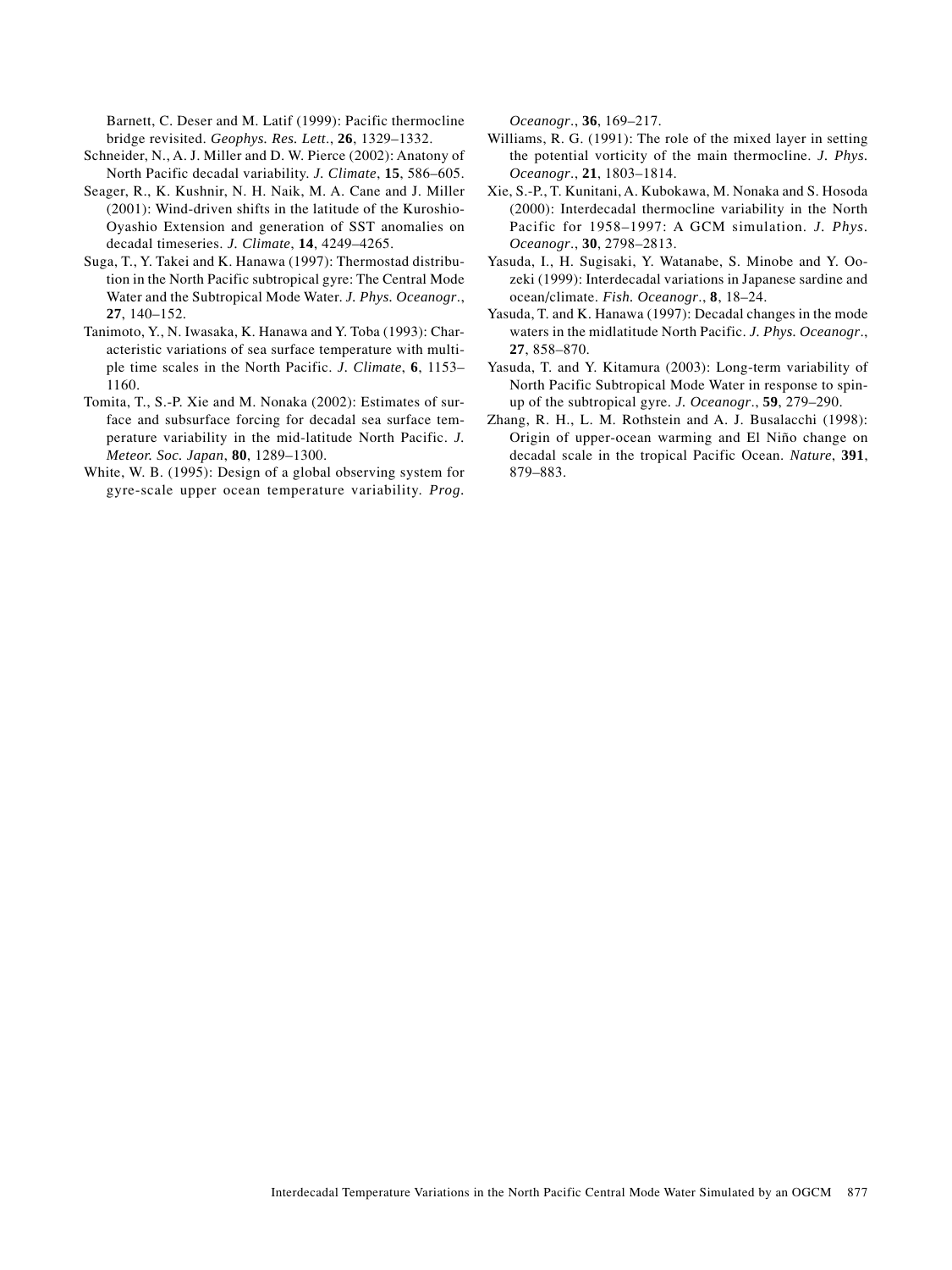Barnett, C. Deser and M. Latif (1999): Pacific thermocline bridge revisited. *Geophys. Res. Lett.*, **26**, 1329–1332.

Schneider, N., A. J. Miller and D. W. Pierce (2002): Anatony of North Pacific decadal variability. *J. Climate*, **15**, 586–605.

Seager, R., K. Kushnir, N. H. Naik, M. A. Cane and J. Miller (2001): Wind-driven shifts in the latitude of the Kuroshio-Oyashio Extension and generation of SST anomalies on decadal timeseries. *J. Climate*, **14**, 4249–4265.

Suga, T., Y. Takei and K. Hanawa (1997): Thermostad distribution in the North Pacific subtropical gyre: The Central Mode Water and the Subtropical Mode Water. *J. Phys. Oceanogr.*, **27**, 140–152.

Tanimoto, Y., N. Iwasaka, K. Hanawa and Y. Toba (1993): Characteristic variations of sea surface temperature with multiple time scales in the North Pacific. *J. Climate*, **6**, 1153–1160.

Tomita, T., S.-P. Xie and M. Nonaka (2002): Estimates of surface and subsurface forcing for decadal sea surface temperature variability in the mid-latitude North Pacific. *J. Meteor. Soc. Japan*, **80**, 1289–1300.

White, W. B. (1995): Design of a global observing system for gyre-scale upper ocean temperature variability. *Prog. Oceanogr.*, **36**, 169–217.

Williams, R. G. (1991): The role of the mixed layer in setting the potential vorticity of the main thermocline. *J. Phys. Oceanogr.*, **21**, 1803–1814.

Xie, S.-P., T. Kunitani, A. Kubokawa, M. Nonaka and S. Hosoda (2000): Interdecadal thermocline variability in the North Pacific for 1958–1997: A GCM simulation. *J. Phys. Oceanogr.*, **30**, 2798–2813.

Yasuda, I., H. Sugisaki, Y. Watanabe, S. Minobe and Y. Oozeki (1999): Interdecadal variations in Japanese sardine and ocean/climate. *Fish. Oceanogr.*, **8**, 18–24.

Yasuda, T. and K. Hanawa (1997): Decadal changes in the mode waters in the midlatitude North Pacific. *J. Phys. Oceanogr.*, **27**, 858–870.

Yasuda, T. and Y. Kitamura (2003): Long-term variability of North Pacific Subtropical Mode Water in response to spin-up of the subtropical gyre. *J. Oceanogr.*, **59**, 279–290.

Zhang, R. H., L. M. Rothstein and A. J. Busalacchi (1998): Origin of upper-ocean warming and El Niño change on decadal scale in the tropical Pacific Ocean. *Nature*, **391**, 879–883.